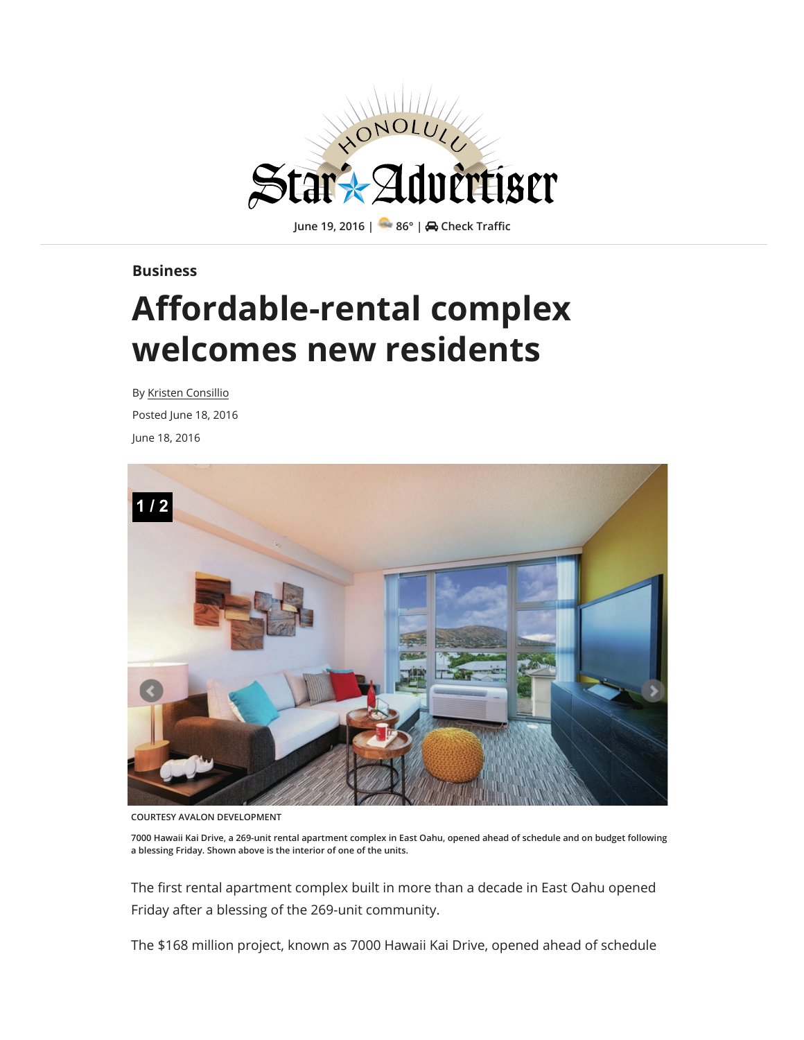June 19, 2016 | 86° | Check Traffic

**Business**

# Affordable-rental complex welcomes new residents

By Kristen Consillio

Posted June 18, 2016

June 18, 2016

1 / 2

COURTESY AVALON DEVELOPMENT

7000 Hawaii Kai Drive, a 269-unit rental apartment complex in East Oahu, opened ahead of schedule and on budget following a blessing Friday. Shown above is the interior of one of the units.

The first rental apartment complex built in more than a decade in East Oahu opened Friday after a blessing of the 269-unit community.

The $168 million project, known as 7000 Hawaii Kai Drive, opened ahead of schedule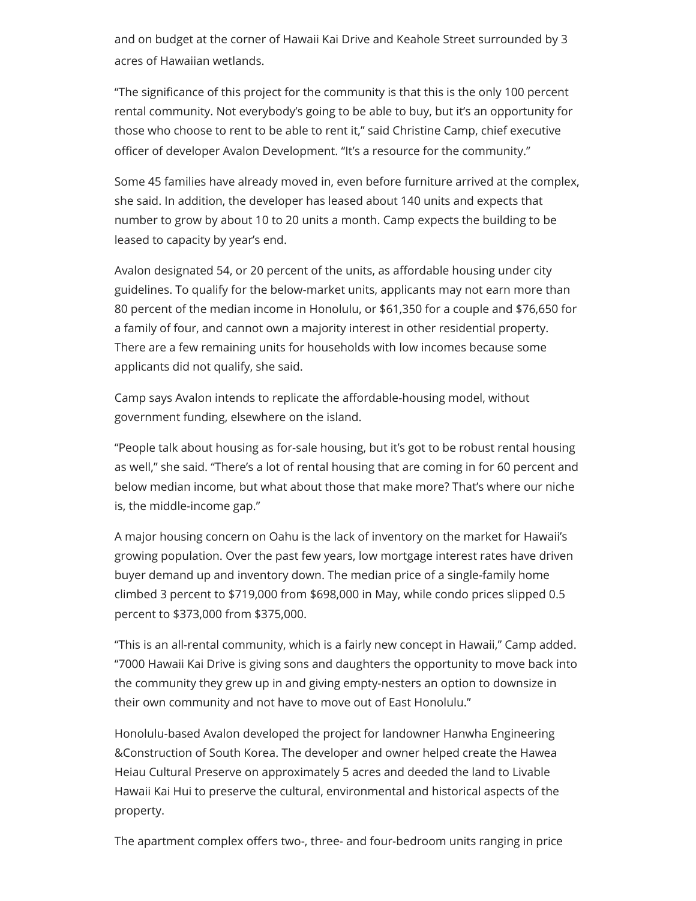and on budget at the corner of Hawaii Kai Drive and Keahole Street surrounded by 3 acres of Hawaiian wetlands.

“The significance of this project for the community is that this is the only 100 percent rental community. Not everybody’s going to be able to buy, but it’s an opportunity for those who choose to rent to be able to rent it,” said Christine Camp, chief executive officer of developer Avalon Development. “It’s a resource for the community.”

Some 45 families have already moved in, even before furniture arrived at the complex, she said. In addition, the developer has leased about 140 units and expects that number to grow by about 10 to 20 units a month. Camp expects the building to be leased to capacity by year’s end.

Avalon designated 54, or 20 percent of the units, as affordable housing under city guidelines. To qualify for the below-market units, applicants may not earn more than 80 percent of the median income in Honolulu, or $61,350 for a couple and $76,650 for a family of four, and cannot own a majority interest in other residential property. There are a few remaining units for households with low incomes because some applicants did not qualify, she said.

Camp says Avalon intends to replicate the affordable-housing model, without government funding, elsewhere on the island.

“People talk about housing as for-sale housing, but it’s got to be robust rental housing as well,” she said. “There’s a lot of rental housing that are coming in for 60 percent and below median income, but what about those that make more? That’s where our niche is, the middle-income gap.”

A major housing concern on Oahu is the lack of inventory on the market for Hawaii’s growing population. Over the past few years, low mortgage interest rates have driven buyer demand up and inventory down. The median price of a single-family home climbed 3 percent to $719,000 from $698,000 in May, while condo prices slipped 0.5 percent to $373,000 from $375,000.

“This is an all-rental community, which is a fairly new concept in Hawaii,” Camp added. “7000 Hawaii Kai Drive is giving sons and daughters the opportunity to move back into the community they grew up in and giving empty-nesters an option to downsize in their own community and not have to move out of East Honolulu.”

Honolulu-based Avalon developed the project for landowner Hanwha Engineering &Construction of South Korea. The developer and owner helped create the Hawea Heiau Cultural Preserve on approximately 5 acres and deeded the land to Livable Hawaii Kai Hui to preserve the cultural, environmental and historical aspects of the property.

The apartment complex offers two-, three- and four-bedroom units ranging in price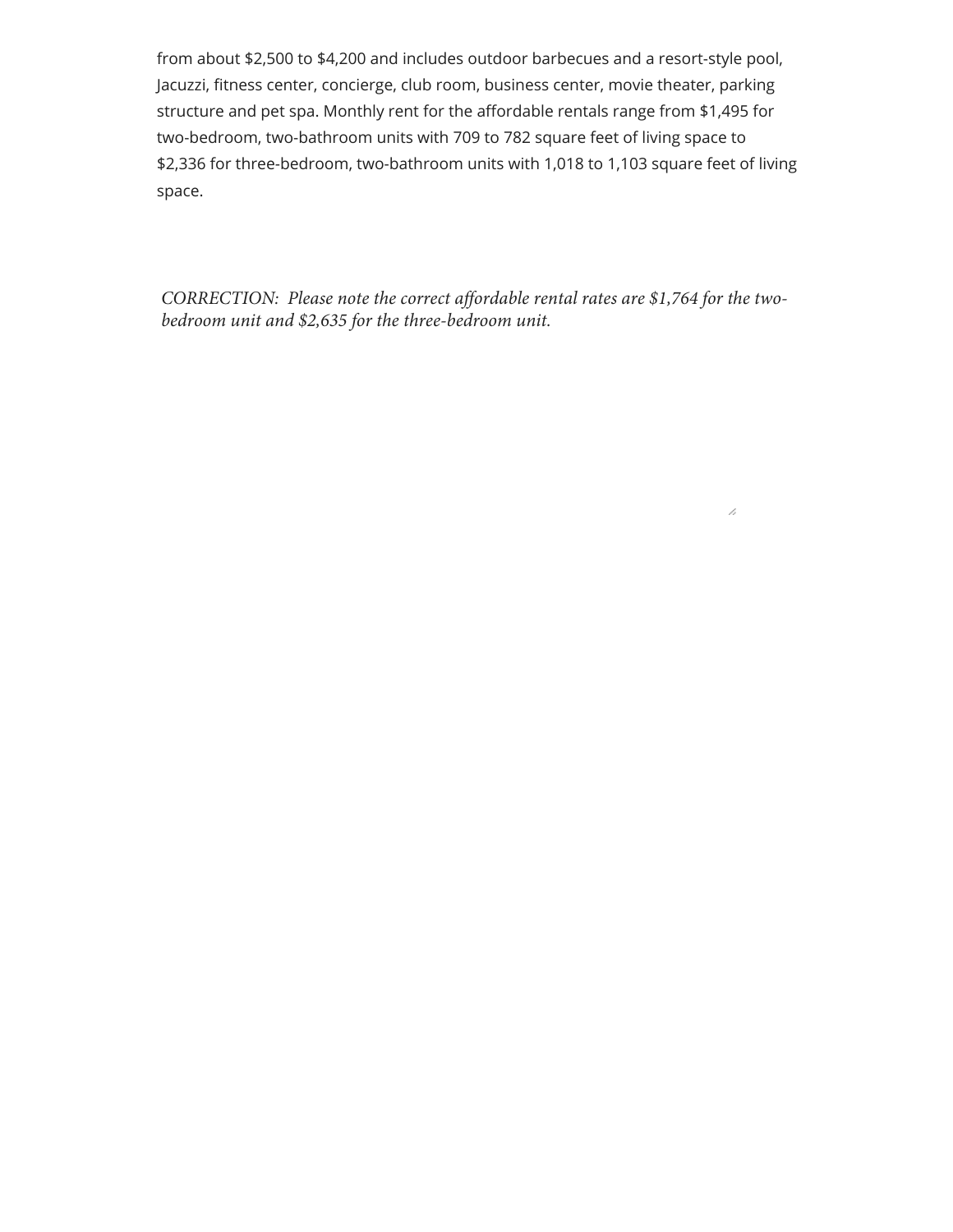from about $2,500 to $4,200 and includes outdoor barbecues and a resort-style pool, Jacuzzi, fitness center, concierge, club room, business center, movie theater, parking structure and pet spa. Monthly rent for the affordable rentals range from $1,495 for two-bedroom, two-bathroom units with 709 to 782 square feet of living space to $2,336 for three-bedroom, two-bathroom units with 1,018 to 1,103 square feet of living space.

*CORRECTION: Please note the correct affordable rental rates are $1,764 for the two-bedroom unit and $2,635 for the three-bedroom unit.*